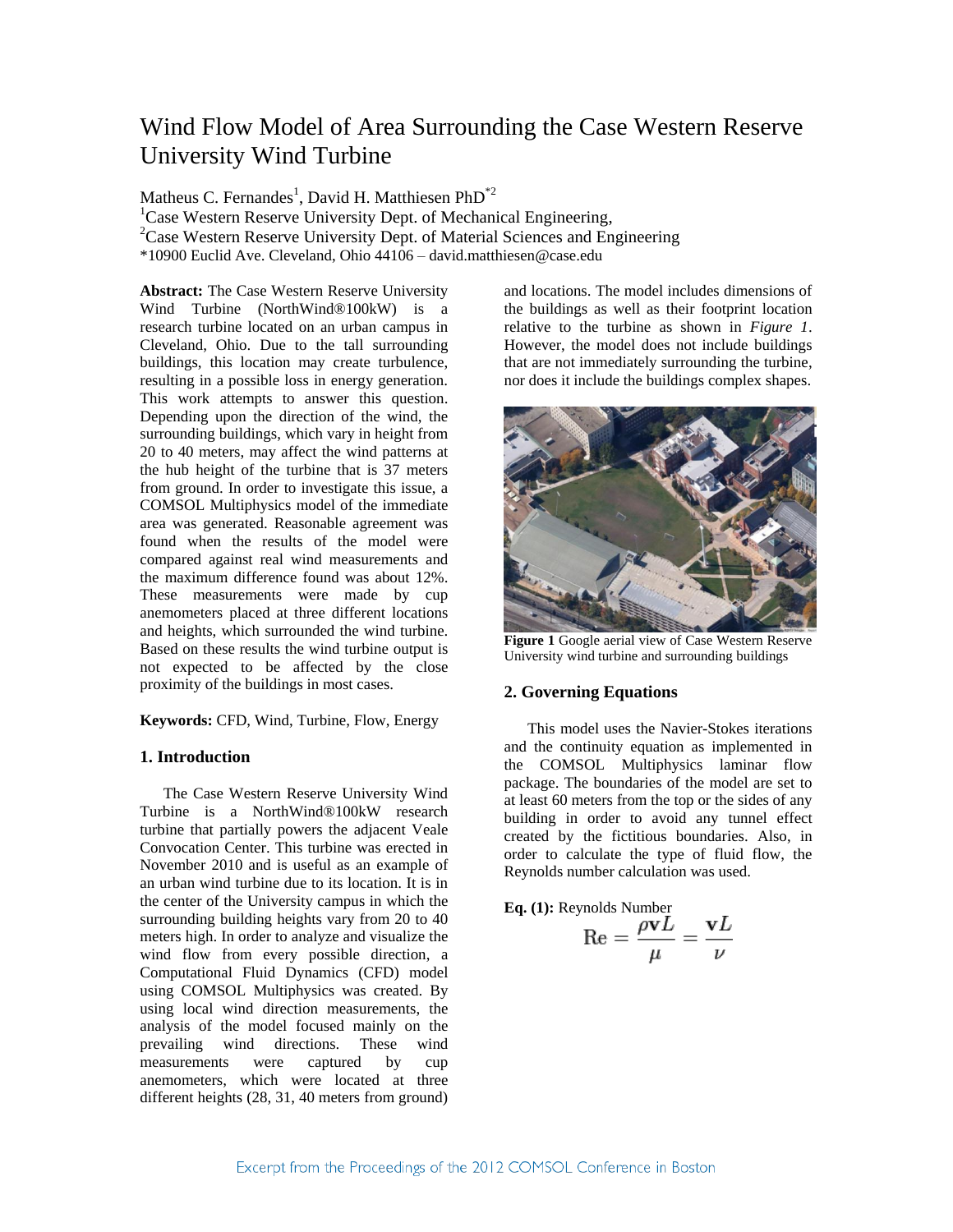# Wind Flow Model of Area Surrounding the Case Western Reserve University Wind Turbine

Matheus C. Fernandes[1], David H. Matthiesen PhD[*2]

[1]Case Western Reserve University Dept. of Mechanical Engineering,

[2]Case Western Reserve University Dept. of Material Sciences and Engineering

*10900 Euclid Ave. Cleveland, Ohio 44106 – david.matthiesen@case.edu

**Abstract:** The Case Western Reserve University Wind Turbine (NorthWind®100kW) is a research turbine located on an urban campus in Cleveland, Ohio. Due to the tall surrounding buildings, this location may create turbulence, resulting in a possible loss in energy generation. This work attempts to answer this question. Depending upon the direction of the wind, the surrounding buildings, which vary in height from 20 to 40 meters, may affect the wind patterns at the hub height of the turbine that is 37 meters from ground. In order to investigate this issue, a COMSOL Multiphysics model of the immediate area was generated. Reasonable agreement was found when the results of the model were compared against real wind measurements and the maximum difference found was about 12%. These measurements were made by cup anemometers placed at three different locations and heights, which surrounded the wind turbine. Based on these results the wind turbine output is not expected to be affected by the close proximity of the buildings in most cases.

**Keywords:** CFD, Wind, Turbine, Flow, Energy

## 1. Introduction

The Case Western Reserve University Wind Turbine is a NorthWind®100kW research turbine that partially powers the adjacent Veale Convocation Center. This turbine was erected in November 2010 and is useful as an example of an urban wind turbine due to its location. It is in the center of the University campus in which the surrounding building heights vary from 20 to 40 meters high. In order to analyze and visualize the wind flow from every possible direction, a Computational Fluid Dynamics (CFD) model using COMSOL Multiphysics was created. By using local wind direction measurements, the analysis of the model focused mainly on the prevailing wind directions. These wind measurements were captured by cup anemometers, which were located at three different heights (28, 31, 40 meters from ground) and locations. The model includes dimensions of the buildings as well as their footprint location relative to the turbine as shown in *Figure 1*. However, the model does not include buildings that are not immediately surrounding the turbine, nor does it include the buildings complex shapes.

**Figure 1** Google aerial view of Case Western Reserve University wind turbine and surrounding buildings

## 2. Governing Equations

This model uses the Navier-Stokes iterations and the continuity equation as implemented in the COMSOL Multiphysics laminar flow package. The boundaries of the model are set to at least 60 meters from the top or the sides of any building in order to avoid any tunnel effect created by the fictitious boundaries. Also, in order to calculate the type of fluid flow, the Reynolds number calculation was used.

**Eq. (1):** Reynolds Number

$$\mathrm{Re} = \frac{\rho \mathbf{v} L}{\mu} = \frac{\mathbf{v} L}{\nu}$$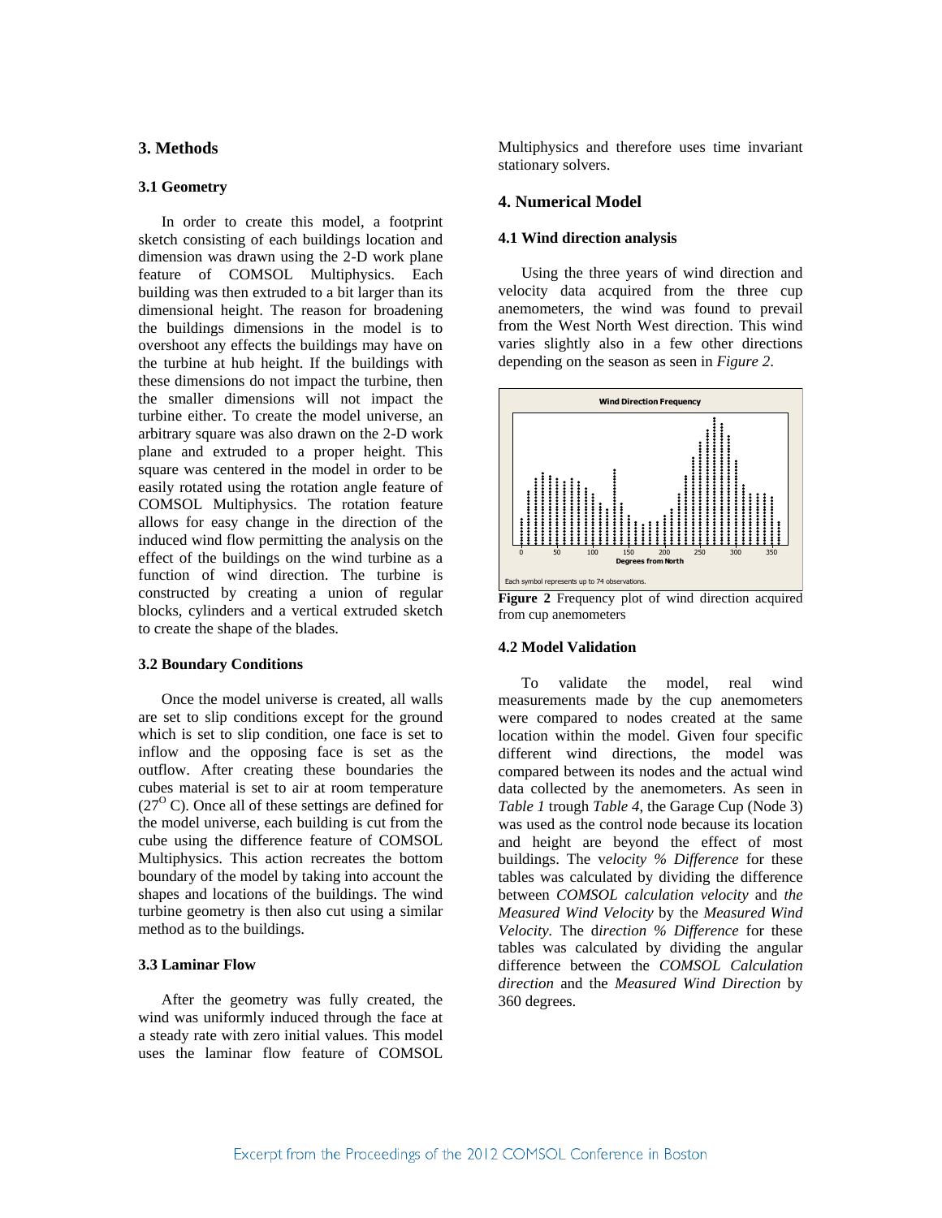## 3. Methods

### 3.1 Geometry

In order to create this model, a footprint sketch consisting of each buildings location and dimension was drawn using the 2-D work plane feature of COMSOL Multiphysics. Each building was then extruded to a bit larger than its dimensional height. The reason for broadening the buildings dimensions in the model is to overshoot any effects the buildings may have on the turbine at hub height. If the buildings with these dimensions do not impact the turbine, then the smaller dimensions will not impact the turbine either. To create the model universe, an arbitrary square was also drawn on the 2-D work plane and extruded to a proper height. This square was centered in the model in order to be easily rotated using the rotation angle feature of COMSOL Multiphysics. The rotation feature allows for easy change in the direction of the induced wind flow permitting the analysis on the effect of the buildings on the wind turbine as a function of wind direction. The turbine is constructed by creating a union of regular blocks, cylinders and a vertical extruded sketch to create the shape of the blades.

### 3.2 Boundary Conditions

Once the model universe is created, all walls are set to slip conditions except for the ground which is set to slip condition, one face is set to inflow and the opposing face is set as the outflow. After creating these boundaries the cubes material is set to air at room temperature ($27^{O}$ C). Once all of these settings are defined for the model universe, each building is cut from the cube using the difference feature of COMSOL Multiphysics. This action recreates the bottom boundary of the model by taking into account the shapes and locations of the buildings. The wind turbine geometry is then also cut using a similar method as to the buildings.

### 3.3 Laminar Flow

After the geometry was fully created, the wind was uniformly induced through the face at a steady rate with zero initial values. This model uses the laminar flow feature of COMSOL Multiphysics and therefore uses time invariant stationary solvers.

## 4. Numerical Model

### 4.1 Wind direction analysis

Using the three years of wind direction and velocity data acquired from the three cup anemometers, the wind was found to prevail from the West North West direction. This wind varies slightly also in a few other directions depending on the season as seen in *Figure 2*.

**Figure 2** Frequency plot of wind direction acquired from cup anemometers

### 4.2 Model Validation

To validate the model, real wind measurements made by the cup anemometers were compared to nodes created at the same location within the model. Given four specific different wind directions, the model was compared between its nodes and the actual wind data collected by the anemometers. As seen in *Table 1* trough *Table 4*, the Garage Cup (Node 3) was used as the control node because its location and height are beyond the effect of most buildings. The *velocity % Difference* for these tables was calculated by dividing the difference between *COMSOL calculation velocity* and *the Measured Wind Velocity* by the *Measured Wind Velocity*. The d*irection % Difference* for these tables was calculated by dividing the angular difference between the *COMSOL Calculation direction* and the *Measured Wind Direction* by 360 degrees.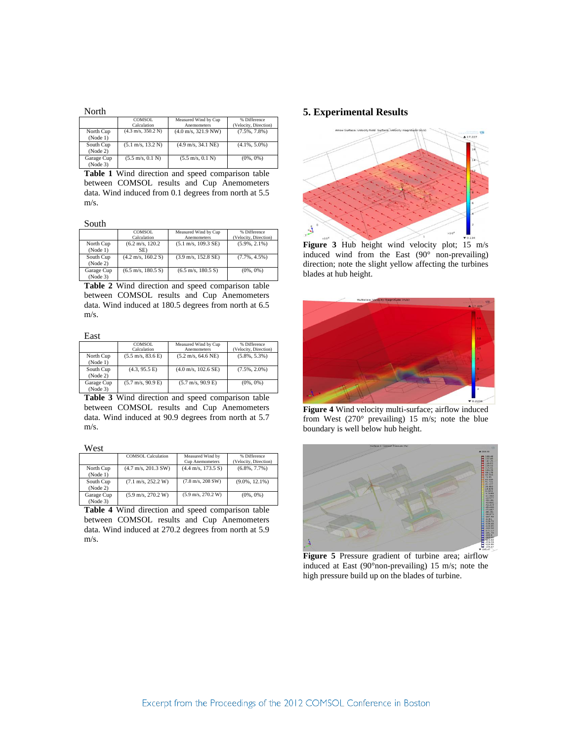North

| | COMSOL Calculation | Measured Wind by Cup Anemometers | % Difference (Velocity, Direction) |
|---|---|---|---|
| North Cup (Node 1) | (4.3 m/s, 350.2 N) | (4.0 m/s, 321.9 NW) | (7.5%, 7.8%) |
| South Cup (Node 2) | (5.1 m/s, 13.2 N) | (4.9 m/s, 34.1 NE) | (4.1%, 5.0%) |
| Garage Cup (Node 3) | (5.5 m/s, 0.1 N) | (5.5 m/s, 0.1 N) | (0%, 0%) |

**Table 1** Wind direction and speed comparison table between COMSOL results and Cup Anemometers data. Wind induced from 0.1 degrees from north at 5.5 m/s.

South

| | COMSOL Calculation | Measured Wind by Cup Anemometers | % Difference (Velocity, Direction) |
|---|---|---|---|
| North Cup (Node 1) | (6.2 m/s, 120.2 SE) | (5.1 m/s, 109.3 SE) | (5.9%, 2.1%) |
| South Cup (Node 2) | (4.2 m/s, 160.2 S) | (3.9 m/s, 152.8 SE) | (7.7%, 4.5%) |
| Garage Cup (Node 3) | (6.5 m/s, 180.5 S) | (6.5 m/s, 180.5 S) | (0%, 0%) |

**Table 2** Wind direction and speed comparison table between COMSOL results and Cup Anemometers data. Wind induced at 180.5 degrees from north at 6.5 m/s.

East

| | COMSOL Calculation | Measured Wind by Cup Anemometers | % Difference (Velocity, Direction) |
|---|---|---|---|
| North Cup (Node 1) | (5.5 m/s, 83.6 E) | (5.2 m/s, 64.6 NE) | (5.8%, 5.3%) |
| South Cup (Node 2) | (4.3, 95.5 E) | (4.0 m/s, 102.6 SE) | (7.5%, 2.0%) |
| Garage Cup (Node 3) | (5.7 m/s, 90.9 E) | (5.7 m/s, 90.9 E) | (0%, 0%) |

**Table 3** Wind direction and speed comparison table between COMSOL results and Cup Anemometers data. Wind induced at 90.9 degrees from north at 5.7 m/s.

West

| | COMSOL Calculation | Measured Wind by Cup Anemometers | % Difference (Velocity, Direction) |
|---|---|---|---|
| North Cup (Node 1) | (4.7 m/s, 201.3 SW) | (4.4 m/s, 173.5 S) | (6.8%, 7.7%) |
| South Cup (Node 2) | (7.1 m/s, 252.2 W) | (7.8 m/s, 208 SW) | (9.0%, 12.1%) |
| Garage Cup (Node 3) | (5.9 m/s, 270.2 W) | (5.9 m/s, 270.2 W) | (0%, 0%) |

**Table 4** Wind direction and speed comparison table between COMSOL results and Cup Anemometers data. Wind induced at 270.2 degrees from north at 5.9 m/s.

## 5. Experimental Results

**Figure 3** Hub height wind velocity plot; 15 m/s induced wind from the East (90° non-prevailing) direction; note the slight yellow affecting the turbines blades at hub height.

**Figure 4** Wind velocity multi-surface; airflow induced from West (270° prevailing) 15 m/s; note the blue boundary is well below hub height.

**Figure 5** Pressure gradient of turbine area; airflow induced at East (90°non-prevailing) 15 m/s; note the high pressure build up on the blades of turbine.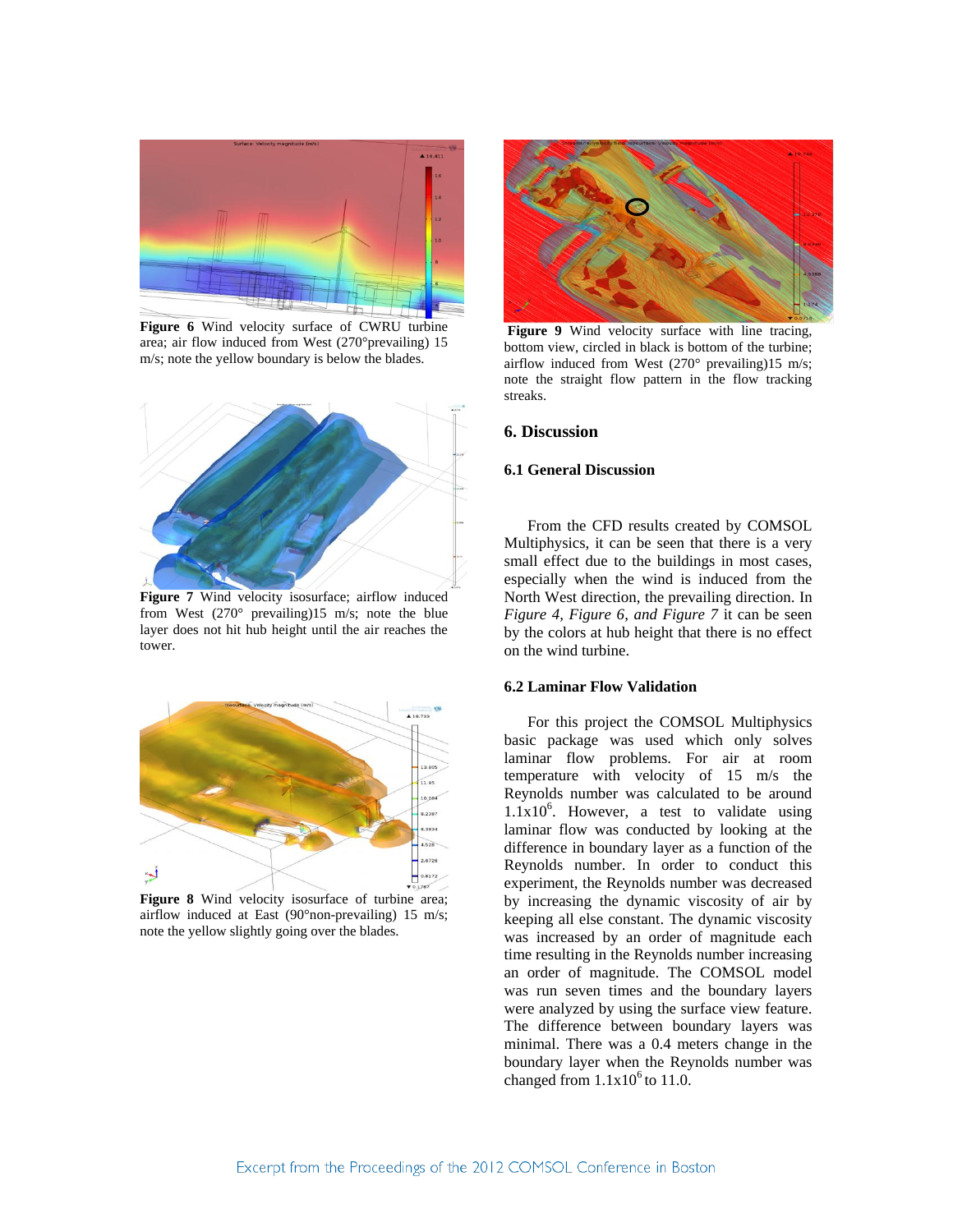**Figure 6** Wind velocity surface of CWRU turbine area; air flow induced from West (270°prevailing) 15 m/s; note the yellow boundary is below the blades.

**Figure 7** Wind velocity isosurface; airflow induced from West (270° prevailing)15 m/s; note the blue layer does not hit hub height until the air reaches the tower.

**Figure 8** Wind velocity isosurface of turbine area; airflow induced at East (90°non-prevailing) 15 m/s; note the yellow slightly going over the blades.

**Figure 9** Wind velocity surface with line tracing, bottom view, circled in black is bottom of the turbine; airflow induced from West (270° prevailing)15 m/s; note the straight flow pattern in the flow tracking streaks.

## 6. Discussion

### 6.1 General Discussion

From the CFD results created by COMSOL Multiphysics, it can be seen that there is a very small effect due to the buildings in most cases, especially when the wind is induced from the North West direction, the prevailing direction. In *Figure 4, Figure 6, and Figure 7* it can be seen by the colors at hub height that there is no effect on the wind turbine.

### 6.2 Laminar Flow Validation

For this project the COMSOL Multiphysics basic package was used which only solves laminar flow problems. For air at room temperature with velocity of 15 m/s the Reynolds number was calculated to be around $1.1\text{x}10^6$. However, a test to validate using laminar flow was conducted by looking at the difference in boundary layer as a function of the Reynolds number. In order to conduct this experiment, the Reynolds number was decreased by increasing the dynamic viscosity of air by keeping all else constant. The dynamic viscosity was increased by an order of magnitude each time resulting in the Reynolds number increasing an order of magnitude. The COMSOL model was run seven times and the boundary layers were analyzed by using the surface view feature. The difference between boundary layers was minimal. There was a 0.4 meters change in the boundary layer when the Reynolds number was changed from $1.1\text{x}10^6$ to 11.0.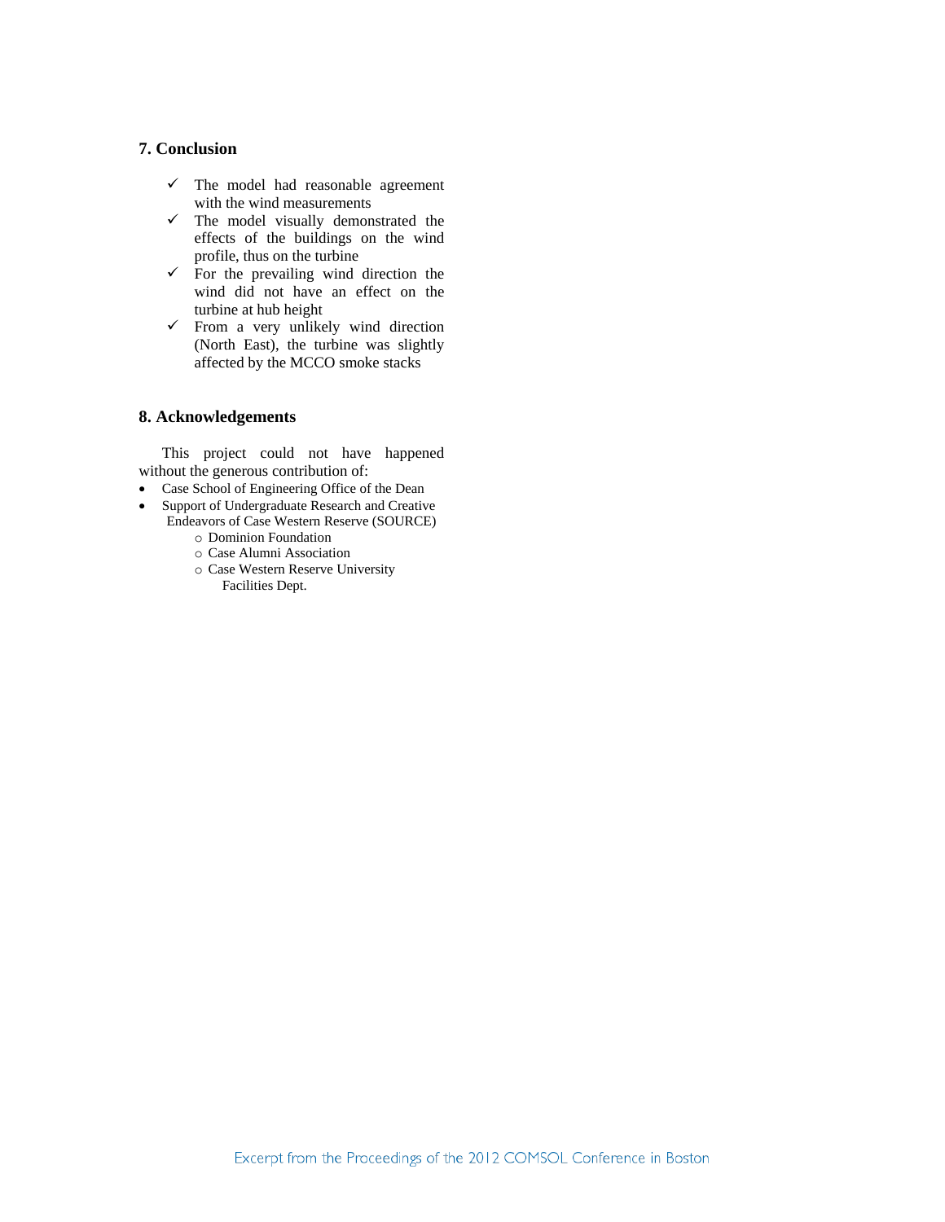## 7. Conclusion

- ✓ The model had reasonable agreement with the wind measurements
- ✓ The model visually demonstrated the effects of the buildings on the wind profile, thus on the turbine
- ✓ For the prevailing wind direction the wind did not have an effect on the turbine at hub height
- ✓ From a very unlikely wind direction (North East), the turbine was slightly affected by the MCCO smoke stacks

## 8. Acknowledgements

This project could not have happened without the generous contribution of:

- Case School of Engineering Office of the Dean
- Support of Undergraduate Research and Creative Endeavors of Case Western Reserve (SOURCE)
    - Dominion Foundation
    - Case Alumni Association
    - Case Western Reserve University Facilities Dept.